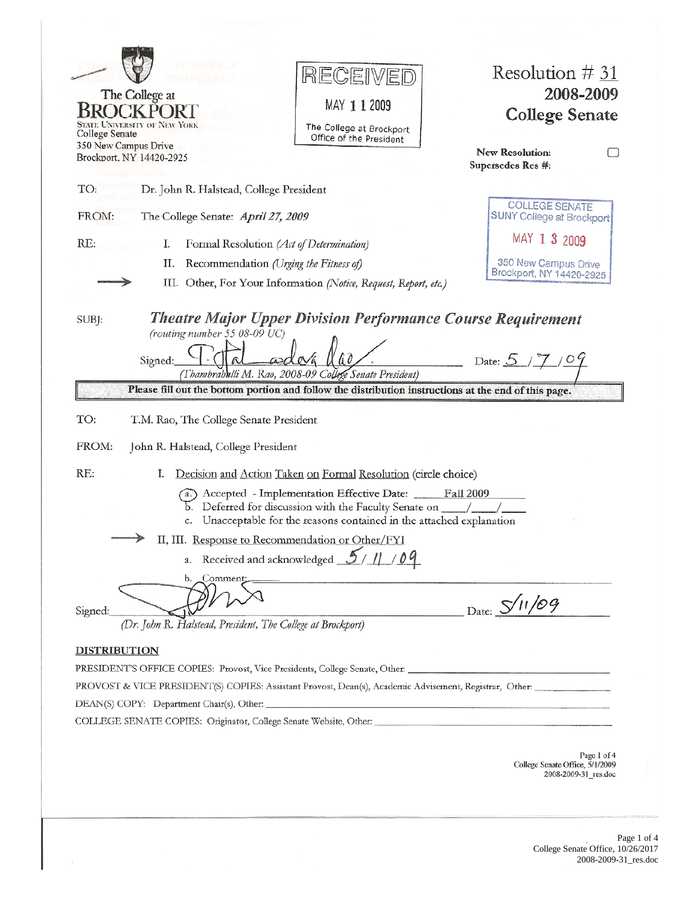The College at
**BROCKPORT**
State University of New York
College Senate
350 New Campus Drive
Brockport, NY 14420-2925

RECEIVED
MAY 11 2009
The College at Brockport
Office of the President

# Resolution # 31
## 2008-2009
## College Senate

**New Resolution:** ☐
**Supersedes Res #:**

COLLEGE SENATE
SUNY College at Brockport
MAY 13 2009
350 New Campus Drive
Brockport, NY 14420-2925

TO: Dr. John R. Halstead, College President

FROM: The College Senate: *April 27, 2009*

RE:
I. Formal Resolution *(Act of Determination)*
II. Recommendation *(Urging the Fitness of)*
→ III. Other, For Your Information *(Notice, Request, Report, etc.)*

SUBJ: ***Theatre Major Upper Division Performance Course Requirement***
*(routing number 55 08-09 UC)*

Signed: *T. M. Rao* Date: 5 / 7 / 09
*(Thambrahalli M. Rao, 2008-09 College Senate President)*

**Please fill out the bottom portion and follow the distribution instructions at the end of this page.**

TO: T.M. Rao, The College Senate President

FROM: John R. Halstead, College President

RE:
I. Decision and Action Taken on Formal Resolution (circle choice)
- (a.) Accepted - Implementation Effective Date: Fall 2009
- b. Deferred for discussion with the Faculty Senate on ___/___/___
- c. Unacceptable for the reasons contained in the attached explanation

→ II, III. Response to Recommendation or Other/FYI
- a. Received and acknowledged 5 / 11 / 09
- b. Comment: ___

Signed: *[signature]* Date: 5/11/09
*(Dr. John R. Halstead, President, The College at Brockport)*

**DISTRIBUTION**

PRESIDENT'S OFFICE COPIES: Provost, Vice Presidents, College Senate, Other: ___

PROVOST & VICE PRESIDENT(S) COPIES: Assistant Provost, Dean(s), Academic Advisement, Registrar, Other: ___

DEAN(S) COPY: Department Chair(s), Other: ___

COLLEGE SENATE COPIES: Originator, College Senate Website, Other: ___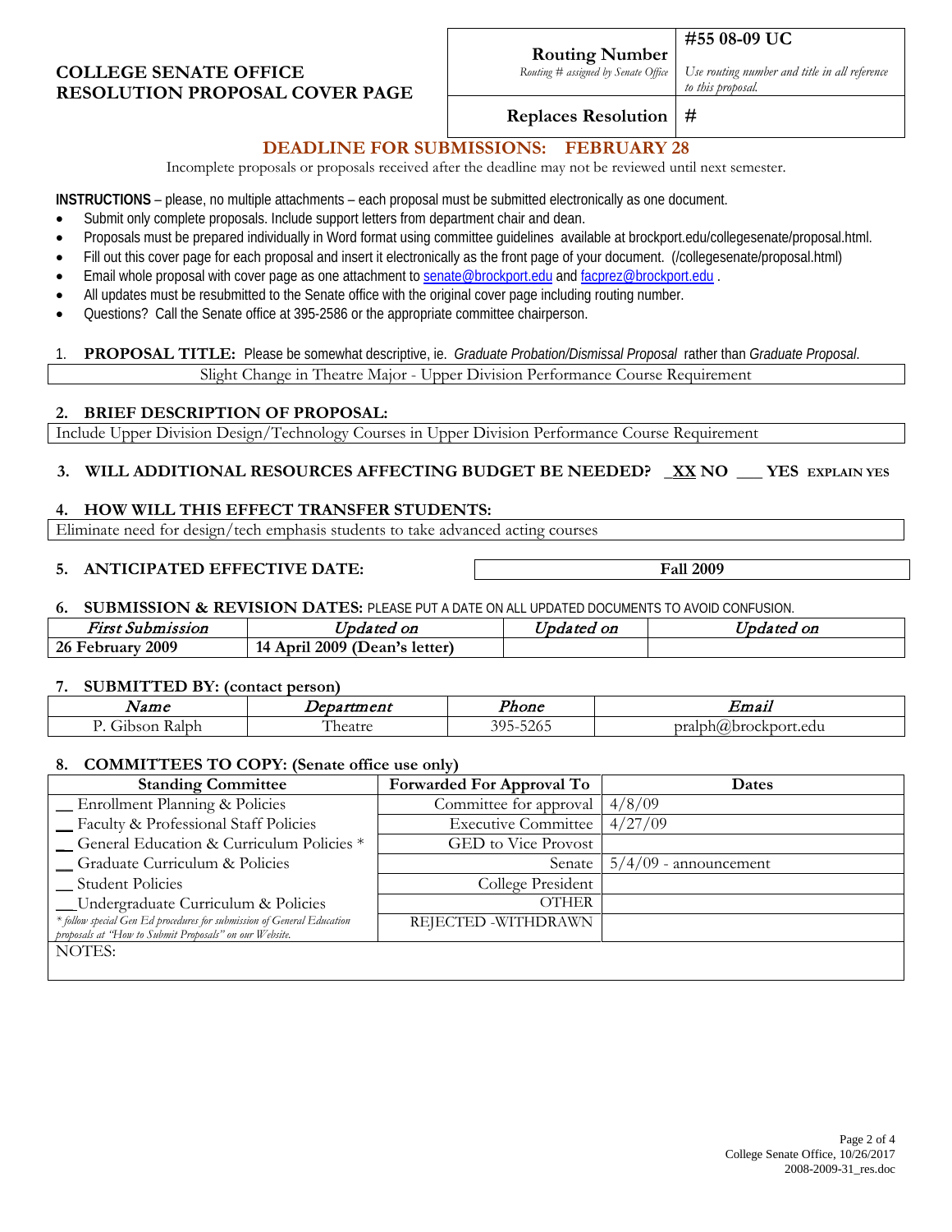**COLLEGE SENATE OFFICE**
**RESOLUTION PROPOSAL COVER PAGE**

| **Routing Number** *Routing # assigned by Senate Office* | **#55 08-09 UC** *Use routing number and title in all reference to this proposal.* |
|---|---|
| **Replaces Resolution** | **#** |

## DEADLINE FOR SUBMISSIONS: FEBRUARY 28

Incomplete proposals or proposals received after the deadline may not be reviewed until next semester.

**INSTRUCTIONS** – please, no multiple attachments – each proposal must be submitted electronically as one document.

- Submit only complete proposals. Include support letters from department chair and dean.
- Proposals must be prepared individually in Word format using committee guidelines available at brockport.edu/collegesenate/proposal.html.
- Fill out this cover page for each proposal and insert it electronically as the front page of your document. (/collegesenate/proposal.html)
- Email whole proposal with cover page as one attachment to senate@brockport.edu and facprez@brockport.edu .
- All updates must be resubmitted to the Senate office with the original cover page including routing number.
- Questions? Call the Senate office at 395-2586 or the appropriate committee chairperson.

1. **PROPOSAL TITLE:** Please be somewhat descriptive, ie. *Graduate Probation/Dismissal Proposal* rather than *Graduate Proposal*.

Slight Change in Theatre Major - Upper Division Performance Course Requirement

2. **BRIEF DESCRIPTION OF PROPOSAL:**

Include Upper Division Design/Technology Courses in Upper Division Performance Course Requirement

3. **WILL ADDITIONAL RESOURCES AFFECTING BUDGET BE NEEDED?** _XX NO ___ YES EXPLAIN YES

4. **HOW WILL THIS EFFECT TRANSFER STUDENTS:**

Eliminate need for design/tech emphasis students to take advanced acting courses

5. **ANTICIPATED EFFECTIVE DATE:** **Fall 2009**

6. **SUBMISSION & REVISION DATES:** PLEASE PUT A DATE ON ALL UPDATED DOCUMENTS TO AVOID CONFUSION.

| *First Submission* | *Updated on* | *Updated on* | *Updated on* |
|---|---|---|---|
| **26 February 2009** | **14 April 2009 (Dean's letter)** | | |

7. **SUBMITTED BY: (contact person)**

| *Name* | *Department* | *Phone* | *Email* |
|---|---|---|---|
| P. Gibson Ralph | Theatre | 395-5265 | pralph@brockport.edu |

8. **COMMITTEES TO COPY: (Senate office use only)**

| Standing Committee | Forwarded For Approval To | Dates |
|---|---|---|
| __ Enrollment Planning & Policies | Committee for approval | 4/8/09 |
| __ Faculty & Professional Staff Policies | Executive Committee | 4/27/09 |
| __ General Education & Curriculum Policies * | GED to Vice Provost | |
| __ Graduate Curriculum & Policies | Senate | 5/4/09 - announcement |
| __ Student Policies | College President | |
| __Undergraduate Curriculum & Policies | OTHER | |
| * *follow special Gen Ed procedures for submission of General Education proposals at "How to Submit Proposals" on our Website.* | REJECTED -WITHDRAWN | |
| NOTES: | | |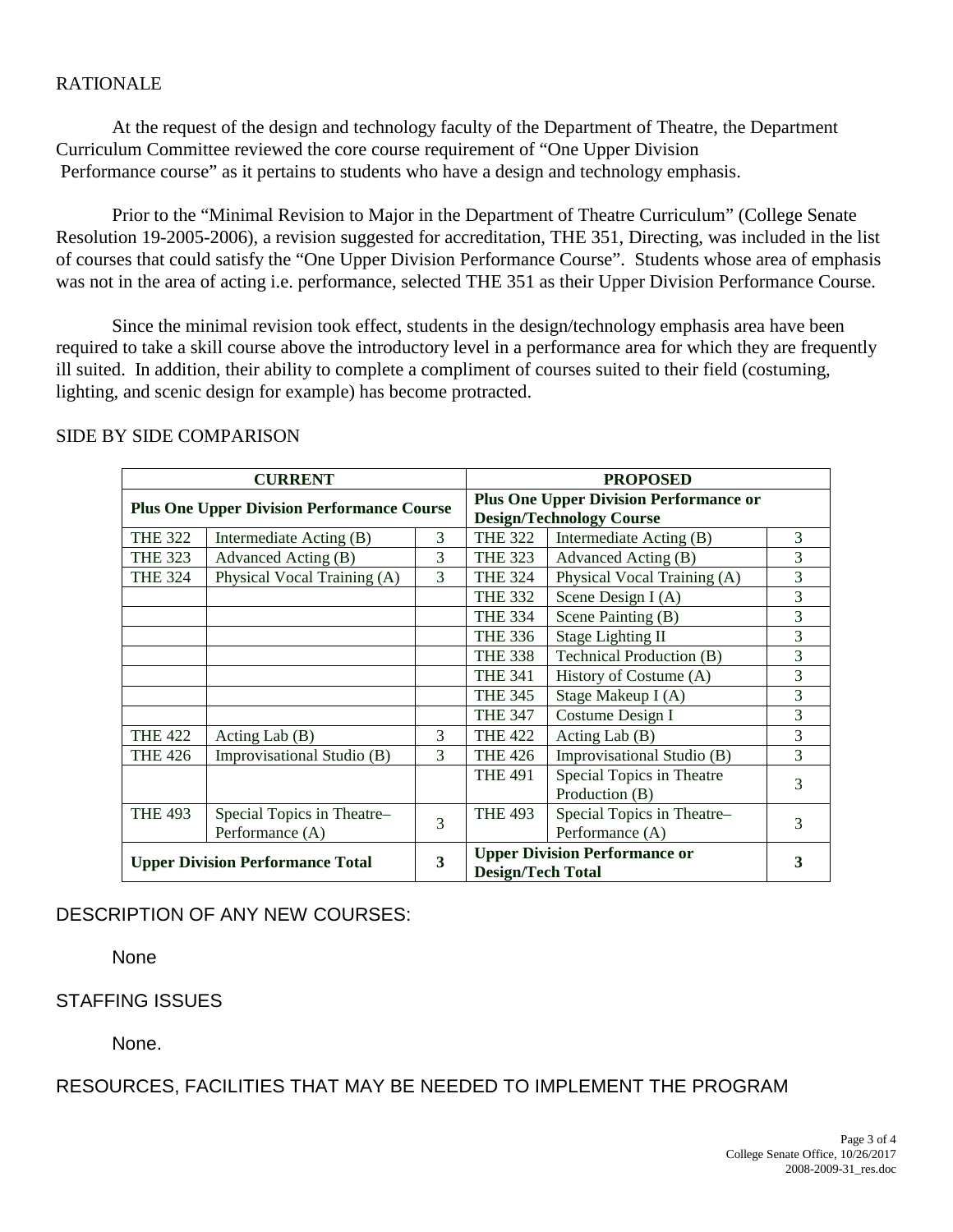RATIONALE

At the request of the design and technology faculty of the Department of Theatre, the Department Curriculum Committee reviewed the core course requirement of "One Upper Division Performance course" as it pertains to students who have a design and technology emphasis.

Prior to the "Minimal Revision to Major in the Department of Theatre Curriculum" (College Senate Resolution 19-2005-2006), a revision suggested for accreditation, THE 351, Directing, was included in the list of courses that could satisfy the "One Upper Division Performance Course". Students whose area of emphasis was not in the area of acting i.e. performance, selected THE 351 as their Upper Division Performance Course.

Since the minimal revision took effect, students in the design/technology emphasis area have been required to take a skill course above the introductory level in a performance area for which they are frequently ill suited. In addition, their ability to complete a compliment of courses suited to their field (costuming, lighting, and scenic design for example) has become protracted.

SIDE BY SIDE COMPARISON

| **CURRENT** | | | **PROPOSED** | | |
|---|---|---|---|---|---|
| **Plus One Upper Division Performance Course** | | | **Plus One Upper Division Performance or Design/Technology Course** | | |
| THE 322 | Intermediate Acting (B) | 3 | THE 322 | Intermediate Acting (B) | 3 |
| THE 323 | Advanced Acting (B) | 3 | THE 323 | Advanced Acting (B) | 3 |
| THE 324 | Physical Vocal Training (A) | 3 | THE 324 | Physical Vocal Training (A) | 3 |
| | | | THE 332 | Scene Design I (A) | 3 |
| | | | THE 334 | Scene Painting (B) | 3 |
| | | | THE 336 | Stage Lighting II | 3 |
| | | | THE 338 | Technical Production (B) | 3 |
| | | | THE 341 | History of Costume (A) | 3 |
| | | | THE 345 | Stage Makeup I (A) | 3 |
| | | | THE 347 | Costume Design I | 3 |
| THE 422 | Acting Lab (B) | 3 | THE 422 | Acting Lab (B) | 3 |
| THE 426 | Improvisational Studio (B) | 3 | THE 426 | Improvisational Studio (B) | 3 |
| | | | THE 491 | Special Topics in Theatre Production (B) | 3 |
| THE 493 | Special Topics in Theatre–Performance (A) | 3 | THE 493 | Special Topics in Theatre–Performance (A) | 3 |
| **Upper Division Performance Total** | | **3** | **Upper Division Performance or Design/Tech Total** | | **3** |

DESCRIPTION OF ANY NEW COURSES:

None

STAFFING ISSUES

None.

RESOURCES, FACILITIES THAT MAY BE NEEDED TO IMPLEMENT THE PROGRAM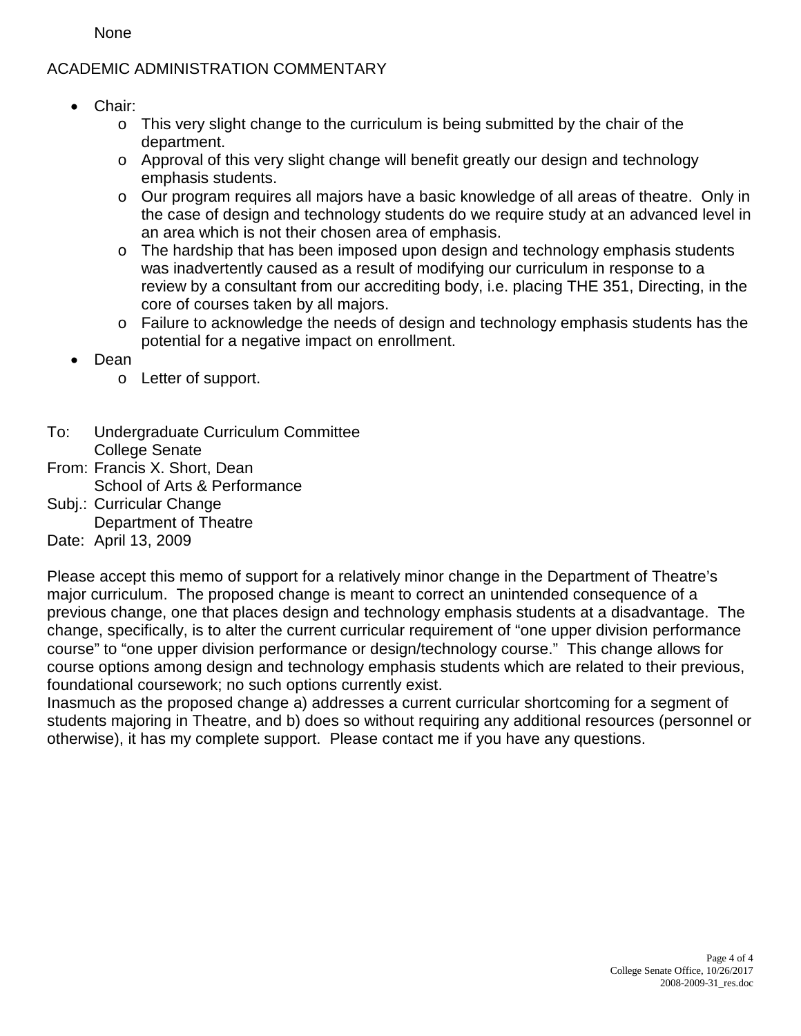None

ACADEMIC ADMINISTRATION COMMENTARY

- Chair:
  - This very slight change to the curriculum is being submitted by the chair of the department.
  - Approval of this very slight change will benefit greatly our design and technology emphasis students.
  - Our program requires all majors have a basic knowledge of all areas of theatre. Only in the case of design and technology students do we require study at an advanced level in an area which is not their chosen area of emphasis.
  - The hardship that has been imposed upon design and technology emphasis students was inadvertently caused as a result of modifying our curriculum in response to a review by a consultant from our accrediting body, i.e. placing THE 351, Directing, in the core of courses taken by all majors.
  - Failure to acknowledge the needs of design and technology emphasis students has the potential for a negative impact on enrollment.
- Dean
  - Letter of support.

To: Undergraduate Curriculum Committee
College Senate
From: Francis X. Short, Dean
School of Arts & Performance
Subj.: Curricular Change
Department of Theatre
Date: April 13, 2009

Please accept this memo of support for a relatively minor change in the Department of Theatre's major curriculum. The proposed change is meant to correct an unintended consequence of a previous change, one that places design and technology emphasis students at a disadvantage. The change, specifically, is to alter the current curricular requirement of "one upper division performance course" to "one upper division performance or design/technology course." This change allows for course options among design and technology emphasis students which are related to their previous, foundational coursework; no such options currently exist.
Inasmuch as the proposed change a) addresses a current curricular shortcoming for a segment of students majoring in Theatre, and b) does so without requiring any additional resources (personnel or otherwise), it has my complete support. Please contact me if you have any questions.